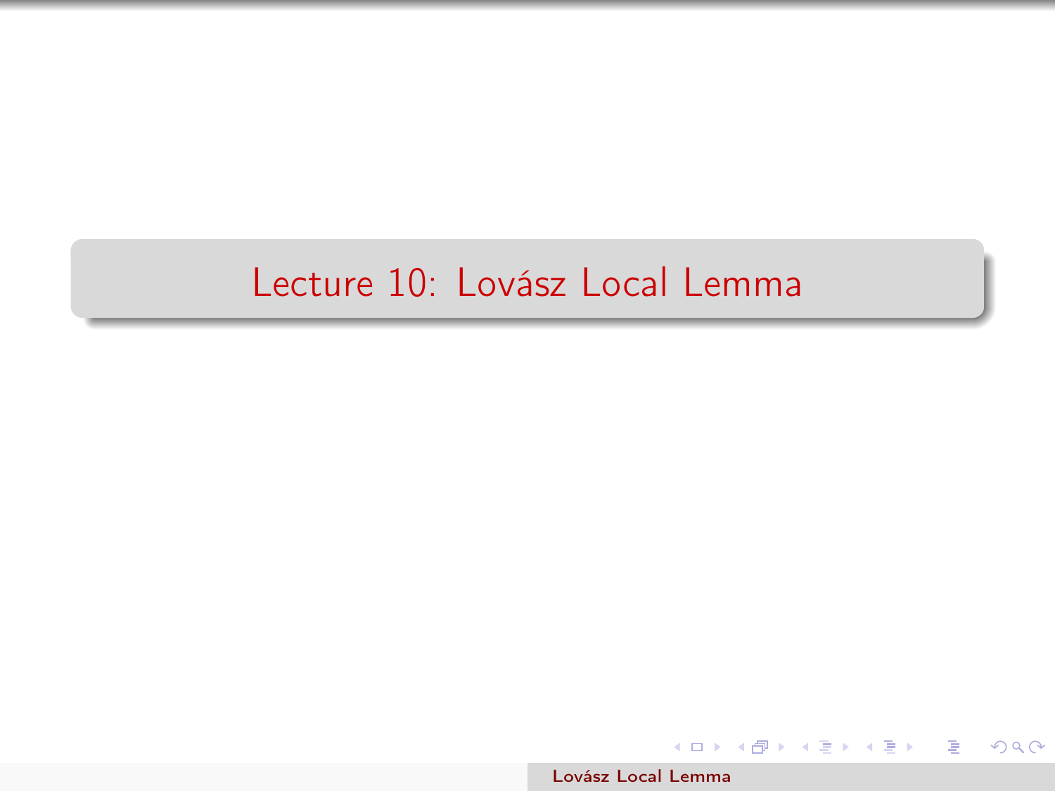# Lecture 10: Lovász Local Lemma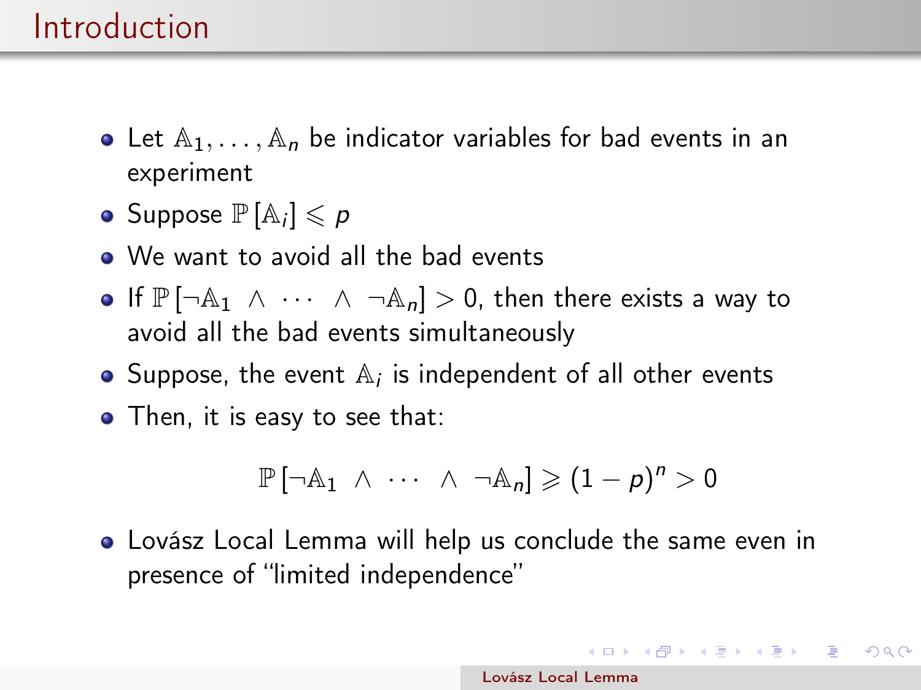# Introduction

- Let $\mathbb{A}_1, \ldots, \mathbb{A}_n$ be indicator variables for bad events in an experiment
- Suppose $\mathbb{P}[\mathbb{A}_i] \leqslant p$
- We want to avoid all the bad events
- If $\mathbb{P}[\neg\mathbb{A}_1 \wedge \cdots \wedge \neg\mathbb{A}_n] > 0$, then there exists a way to avoid all the bad events simultaneously
- Suppose, the event $\mathbb{A}_i$ is independent of all other events
- Then, it is easy to see that:

$$\mathbb{P}[\neg\mathbb{A}_1 \wedge \cdots \wedge \neg\mathbb{A}_n] \geqslant (1-p)^n > 0$$

- Lovász Local Lemma will help us conclude the same even in presence of "limited independence"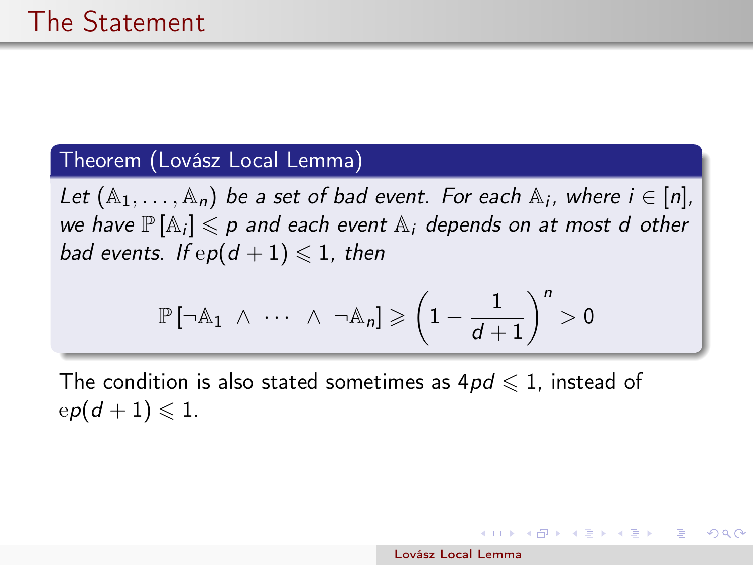# The Statement

**Theorem (Lovász Local Lemma)**

*Let $(\mathbb{A}_1, \ldots, \mathbb{A}_n)$ be a set of bad event. For each $\mathbb{A}_i$, where $i \in [n]$, we have $\mathbb{P}[\mathbb{A}_i] \leqslant p$ and each event $\mathbb{A}_i$ depends on at most $d$ other bad events. If $\mathrm{e}p(d+1) \leqslant 1$, then*

$$\mathbb{P}[\neg\mathbb{A}_1 \wedge \cdots \wedge \neg\mathbb{A}_n] \geqslant \left(1 - \frac{1}{d+1}\right)^n > 0$$

The condition is also stated sometimes as $4pd \leqslant 1$, instead of $\mathrm{e}p(d+1) \leqslant 1$.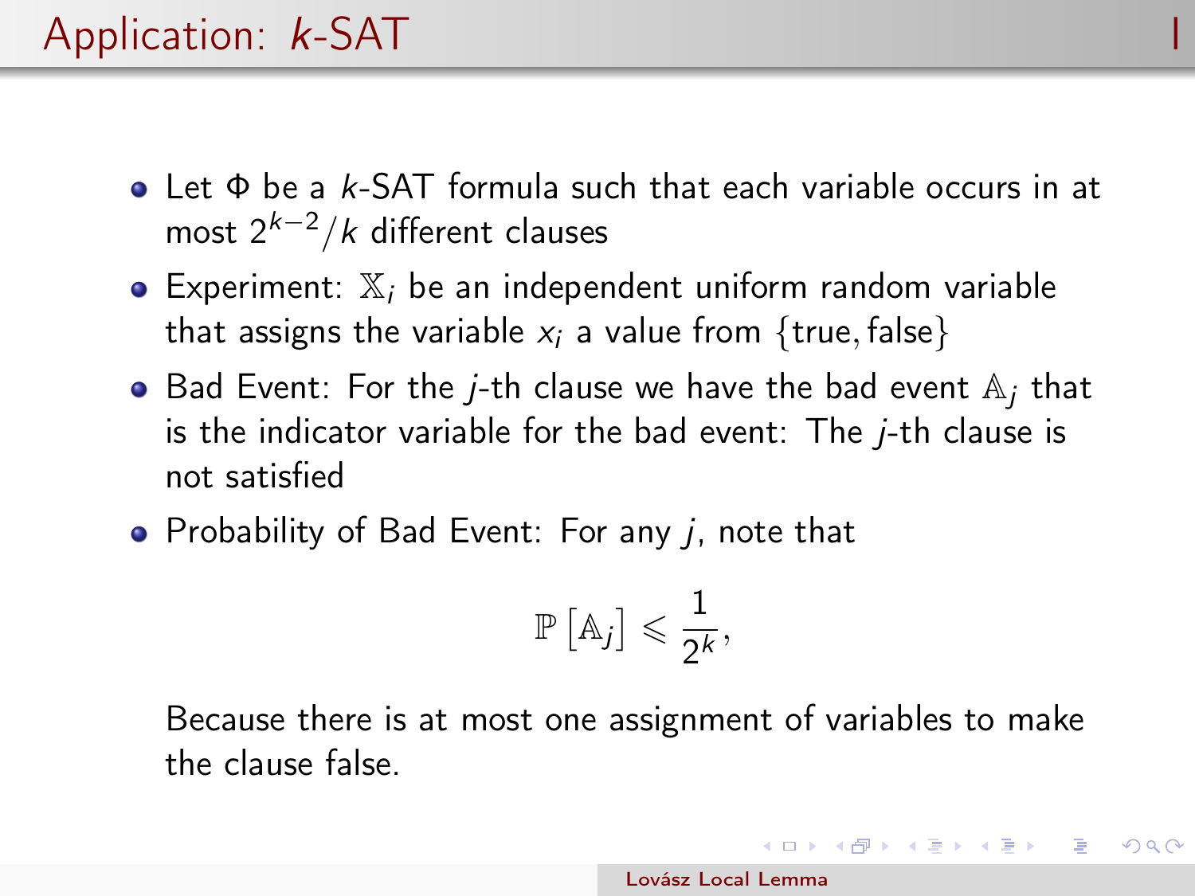# Application: $k$-SAT

- Let $\Phi$ be a $k$-SAT formula such that each variable occurs in at most $2^{k-2}/k$ different clauses
- Experiment: $\mathbb{X}_i$ be an independent uniform random variable that assigns the variable $x_i$ a value from $\{\text{true}, \text{false}\}$
- Bad Event: For the $j$-th clause we have the bad event $\mathbb{A}_j$ that is the indicator variable for the bad event: The $j$-th clause is not satisfied
- Probability of Bad Event: For any $j$, note that

$$\mathbb{P}\left[\mathbb{A}_j\right] \leqslant \frac{1}{2^k},$$

Because there is at most one assignment of variables to make the clause false.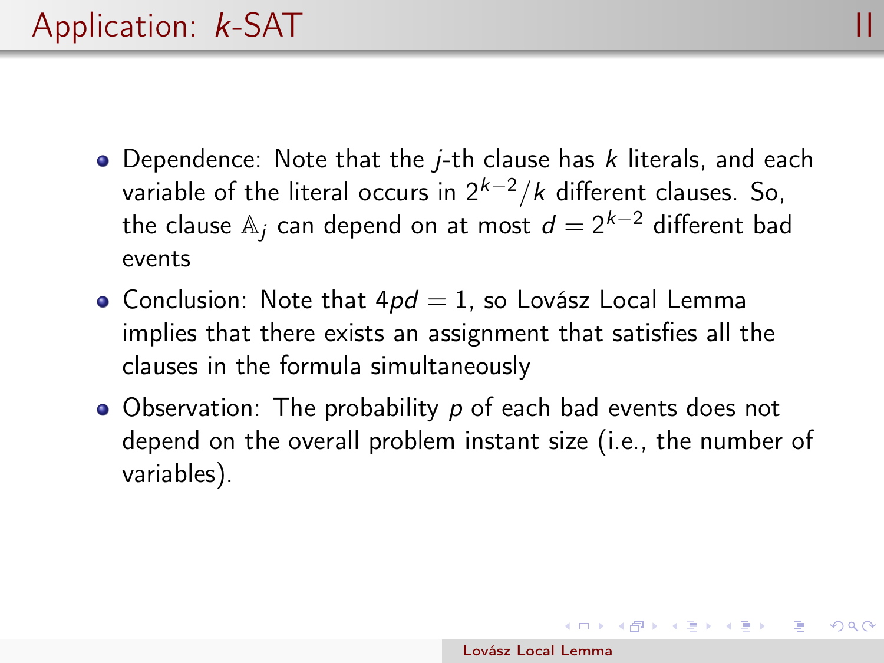# Application: $k$-SAT

- Dependence: Note that the $j$-th clause has $k$ literals, and each variable of the literal occurs in $2^{k-2}/k$ different clauses. So, the clause $\mathbb{A}_j$ can depend on at most $d = 2^{k-2}$ different bad events
- Conclusion: Note that $4pd = 1$, so Lovász Local Lemma implies that there exists an assignment that satisfies all the clauses in the formula simultaneously
- Observation: The probability $p$ of each bad events does not depend on the overall problem instant size (i.e., the number of variables).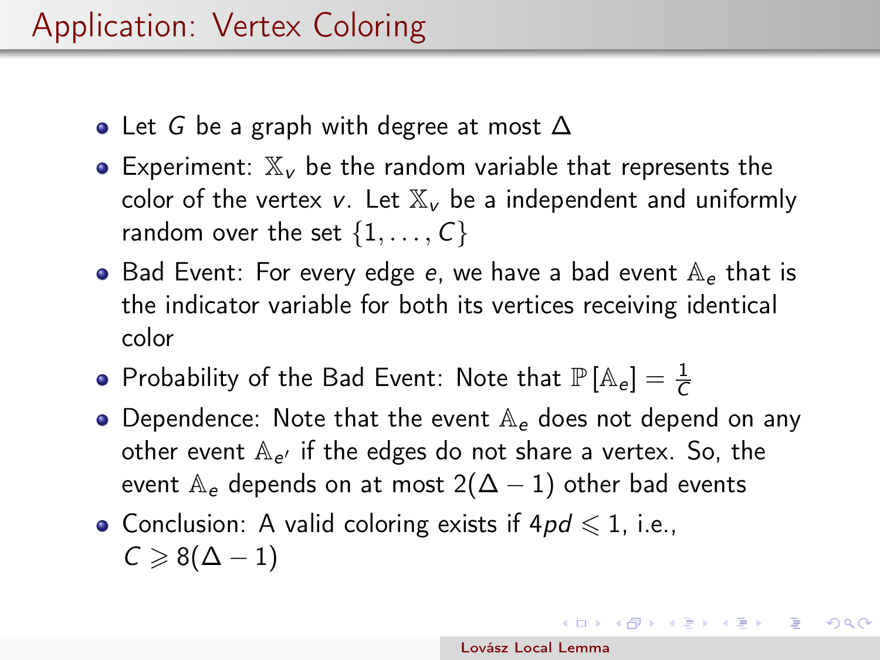# Application: Vertex Coloring

- Let $G$ be a graph with degree at most $\Delta$
- Experiment: $\mathbb{X}_v$ be the random variable that represents the color of the vertex $v$. Let $\mathbb{X}_v$ be a independent and uniformly random over the set $\{1, \ldots, C\}$
- Bad Event: For every edge $e$, we have a bad event $\mathbb{A}_e$ that is the indicator variable for both its vertices receiving identical color
- Probability of the Bad Event: Note that $\mathbb{P}[\mathbb{A}_e] = \frac{1}{C}$
- Dependence: Note that the event $\mathbb{A}_e$ does not depend on any other event $\mathbb{A}_{e'}$ if the edges do not share a vertex. So, the event $\mathbb{A}_e$ depends on at most $2(\Delta - 1)$ other bad events
- Conclusion: A valid coloring exists if $4pd \leqslant 1$, i.e., $C \geqslant 8(\Delta - 1)$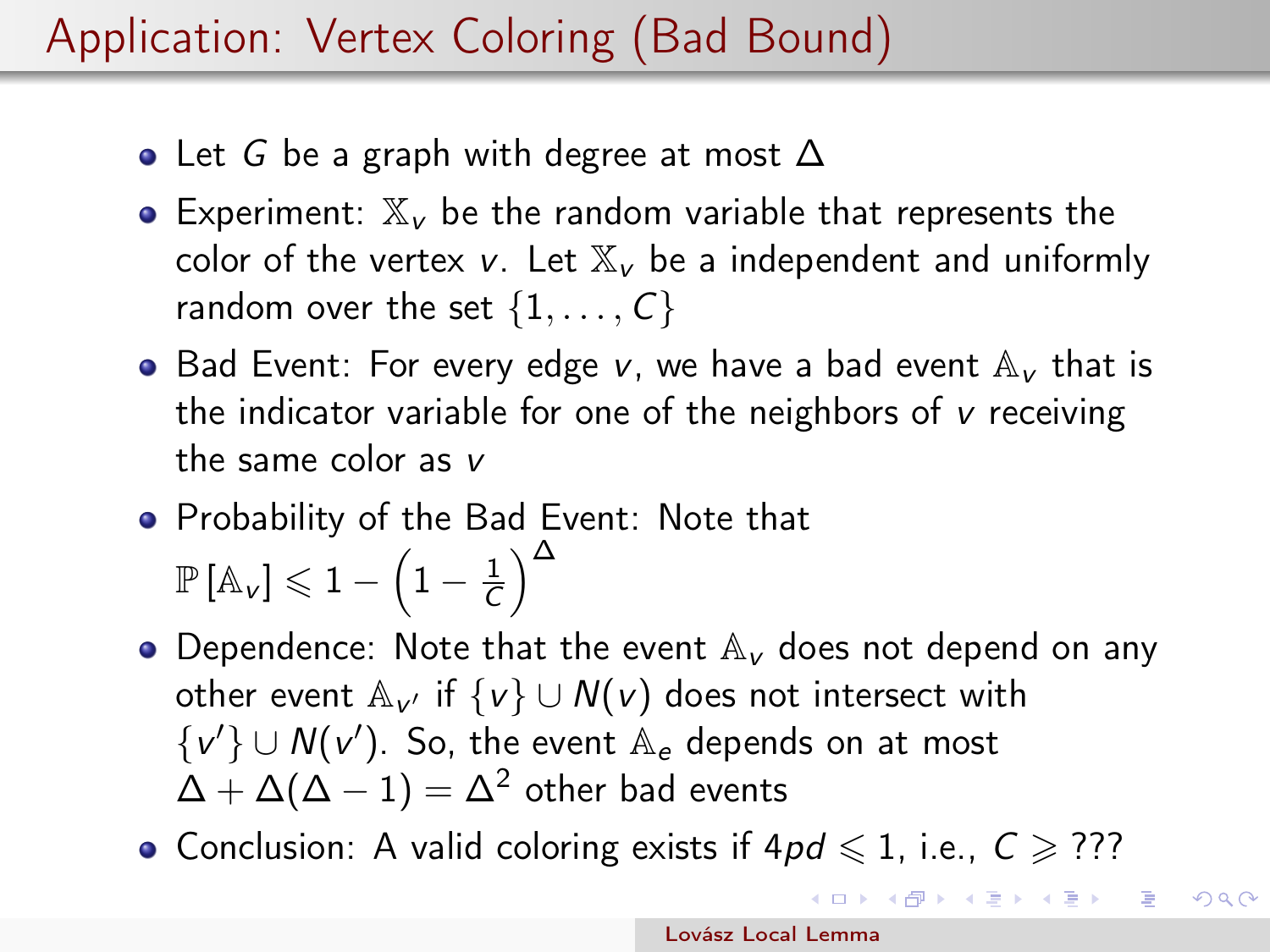# Application: Vertex Coloring (Bad Bound)

- Let $G$ be a graph with degree at most $\Delta$
- Experiment: $\mathbb{X}_v$ be the random variable that represents the color of the vertex $v$. Let $\mathbb{X}_v$ be a independent and uniformly random over the set $\{1, \ldots, C\}$
- Bad Event: For every edge $v$, we have a bad event $\mathbb{A}_v$ that is the indicator variable for one of the neighbors of $v$ receiving the same color as $v$
- Probability of the Bad Event: Note that $\mathbb{P}[\mathbb{A}_v] \leqslant 1 - \left(1 - \frac{1}{C}\right)^{\Delta}$
- Dependence: Note that the event $\mathbb{A}_v$ does not depend on any other event $\mathbb{A}_{v'}$ if $\{v\} \cup N(v)$ does not intersect with $\{v'\} \cup N(v')$. So, the event $\mathbb{A}_e$ depends on at most $\Delta + \Delta(\Delta - 1) = \Delta^2$ other bad events
- Conclusion: A valid coloring exists if $4pd \leqslant 1$, i.e., $C \geqslant$ ???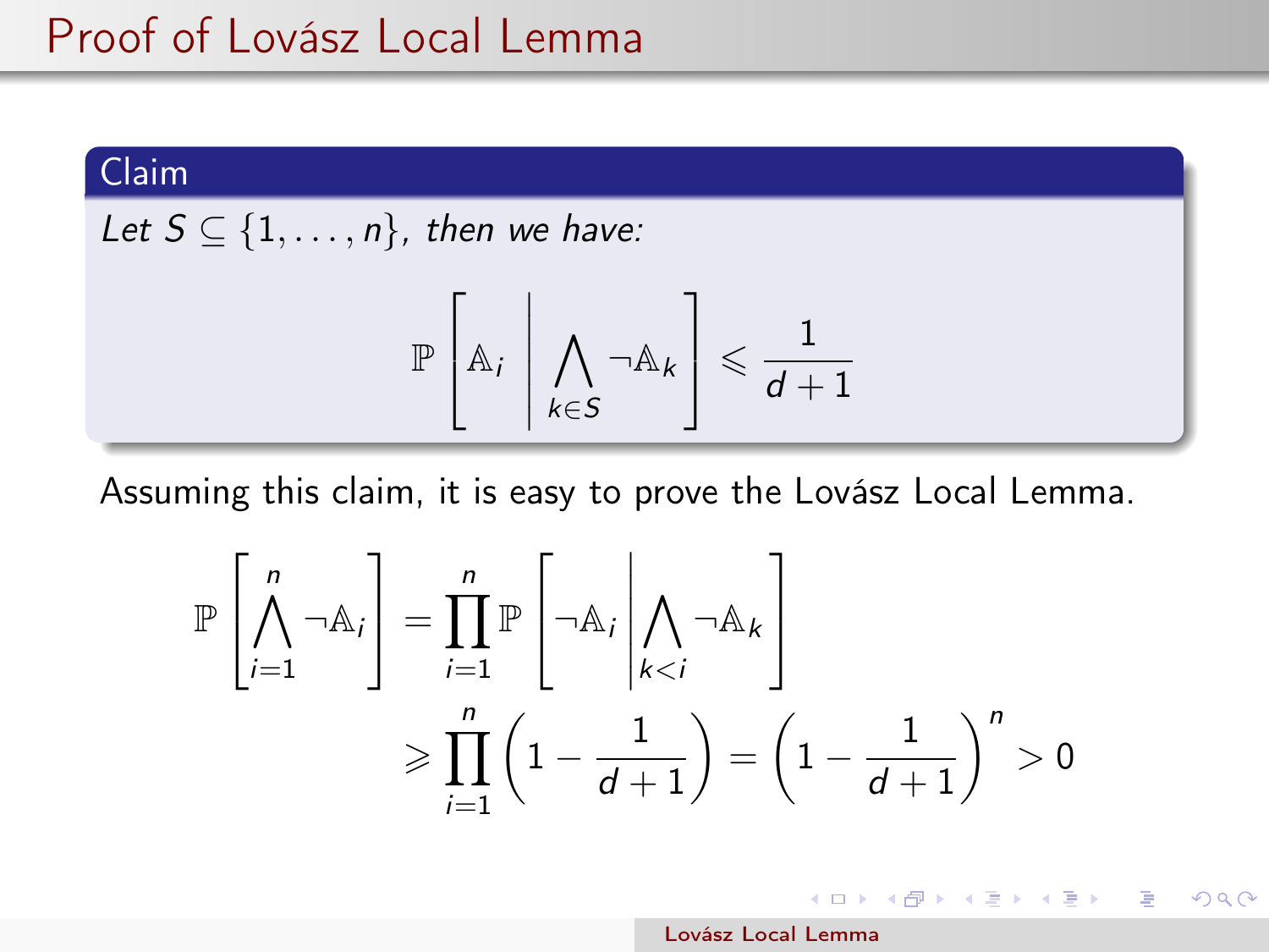# Proof of Lovász Local Lemma

**Claim**

*Let $S \subseteq \{1, \ldots, n\}$, then we have:*

$$\mathbb{P}\left[\mathbb{A}_i \;\middle|\; \bigwedge_{k \in S} \neg \mathbb{A}_k\right] \leqslant \frac{1}{d+1}$$

Assuming this claim, it is easy to prove the Lovász Local Lemma.

$$\begin{aligned}
\mathbb{P}\left[\bigwedge_{i=1}^{n} \neg \mathbb{A}_i\right] &= \prod_{i=1}^{n} \mathbb{P}\left[\neg \mathbb{A}_i \;\middle|\; \bigwedge_{k<i} \neg \mathbb{A}_k\right] \\
&\geqslant \prod_{i=1}^{n} \left(1 - \frac{1}{d+1}\right) = \left(1 - \frac{1}{d+1}\right)^n > 0
\end{aligned}$$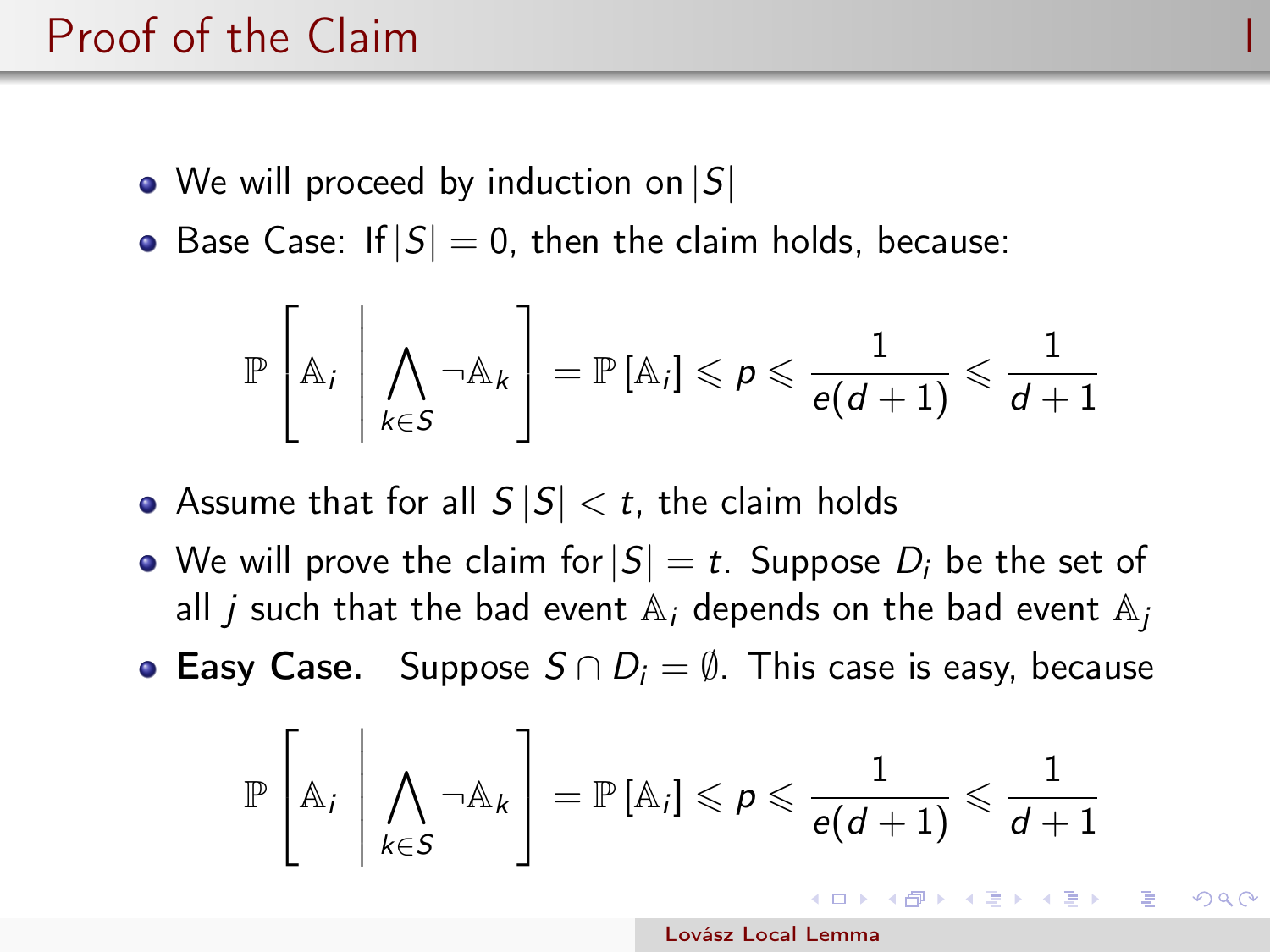# Proof of the Claim

- We will proceed by induction on $|S|$
- Base Case: If $|S| = 0$, then the claim holds, because:

$$\mathbb{P}\left[\mathbb{A}_i \,\middle|\, \bigwedge_{k \in S} \neg \mathbb{A}_k\right] = \mathbb{P}\left[\mathbb{A}_i\right] \leqslant p \leqslant \frac{1}{e(d+1)} \leqslant \frac{1}{d+1}$$

- Assume that for all $S$ $|S| < t$, the claim holds
- We will prove the claim for $|S| = t$. Suppose $D_i$ be the set of all $j$ such that the bad event $\mathbb{A}_i$ depends on the bad event $\mathbb{A}_j$
- **Easy Case.** Suppose $S \cap D_i = \emptyset$. This case is easy, because

$$\mathbb{P}\left[\mathbb{A}_i \,\middle|\, \bigwedge_{k \in S} \neg \mathbb{A}_k\right] = \mathbb{P}\left[\mathbb{A}_i\right] \leqslant p \leqslant \frac{1}{e(d+1)} \leqslant \frac{1}{d+1}$$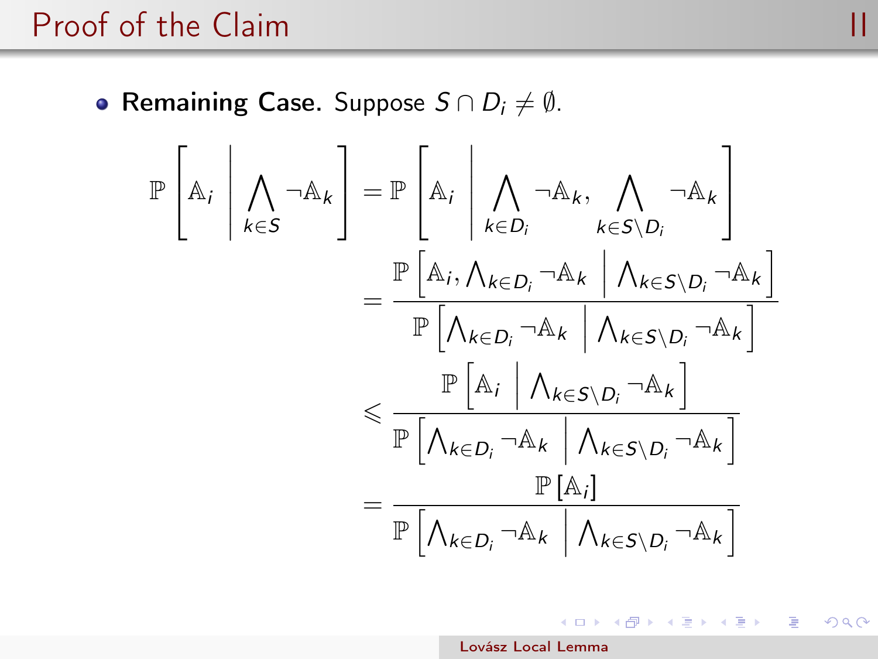## Proof of the Claim II

- **Remaining Case.** Suppose $S \cap D_i \neq \emptyset$.

$$
\begin{aligned}
\mathbb{P}\left[\mathbb{A}_i \;\middle|\; \bigwedge_{k \in S} \neg\mathbb{A}_k\right] &= \mathbb{P}\left[\mathbb{A}_i \;\middle|\; \bigwedge_{k \in D_i} \neg\mathbb{A}_k, \bigwedge_{k \in S \setminus D_i} \neg\mathbb{A}_k\right] \\
&= \frac{\mathbb{P}\left[\mathbb{A}_i, \bigwedge_{k \in D_i} \neg\mathbb{A}_k \;\middle|\; \bigwedge_{k \in S \setminus D_i} \neg\mathbb{A}_k\right]}{\mathbb{P}\left[\bigwedge_{k \in D_i} \neg\mathbb{A}_k \;\middle|\; \bigwedge_{k \in S \setminus D_i} \neg\mathbb{A}_k\right]} \\
&\leqslant \frac{\mathbb{P}\left[\mathbb{A}_i \;\middle|\; \bigwedge_{k \in S \setminus D_i} \neg\mathbb{A}_k\right]}{\mathbb{P}\left[\bigwedge_{k \in D_i} \neg\mathbb{A}_k \;\middle|\; \bigwedge_{k \in S \setminus D_i} \neg\mathbb{A}_k\right]} \\
&= \frac{\mathbb{P}\left[\mathbb{A}_i\right]}{\mathbb{P}\left[\bigwedge_{k \in D_i} \neg\mathbb{A}_k \;\middle|\; \bigwedge_{k \in S \setminus D_i} \neg\mathbb{A}_k\right]}
\end{aligned}
$$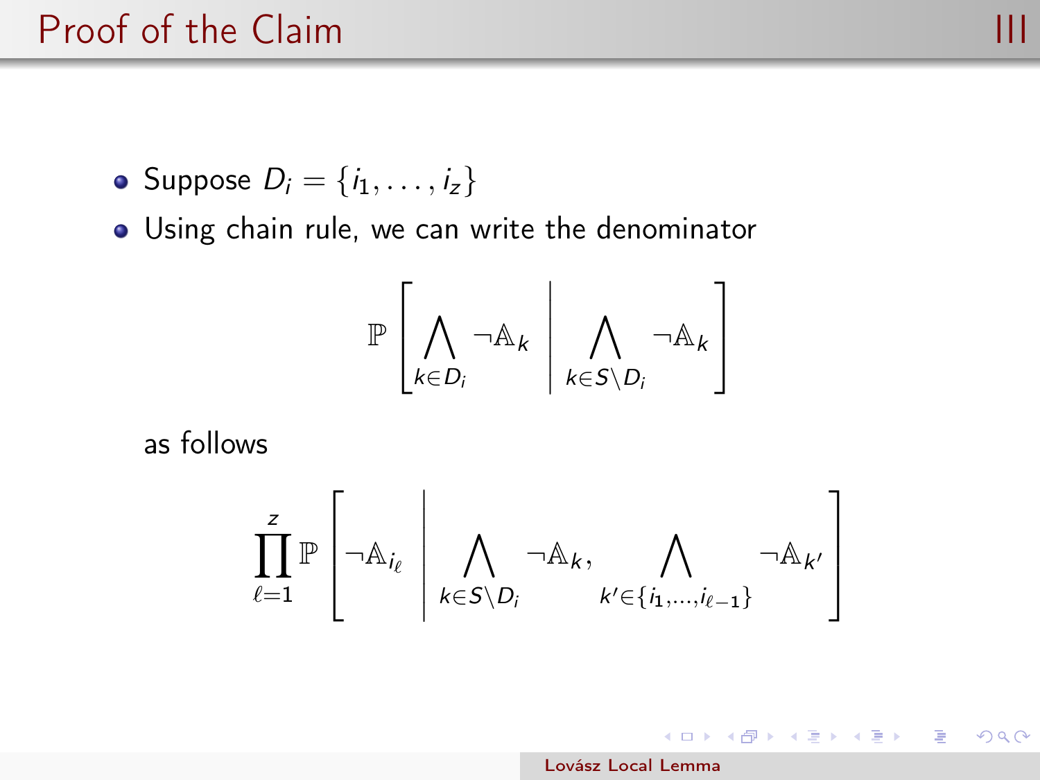# Proof of the Claim III

- Suppose $D_i = \{i_1, \ldots, i_z\}$
- Using chain rule, we can write the denominator

$$\mathbb{P}\left[\bigwedge_{k \in D_i} \neg \mathbb{A}_k \;\middle|\; \bigwedge_{k \in S \setminus D_i} \neg \mathbb{A}_k\right]$$

as follows

$$\prod_{\ell=1}^{z} \mathbb{P}\left[\neg \mathbb{A}_{i_\ell} \;\middle|\; \bigwedge_{k \in S \setminus D_i} \neg \mathbb{A}_k, \bigwedge_{k' \in \{i_1, \ldots, i_{\ell-1}\}} \neg \mathbb{A}_{k'}\right]$$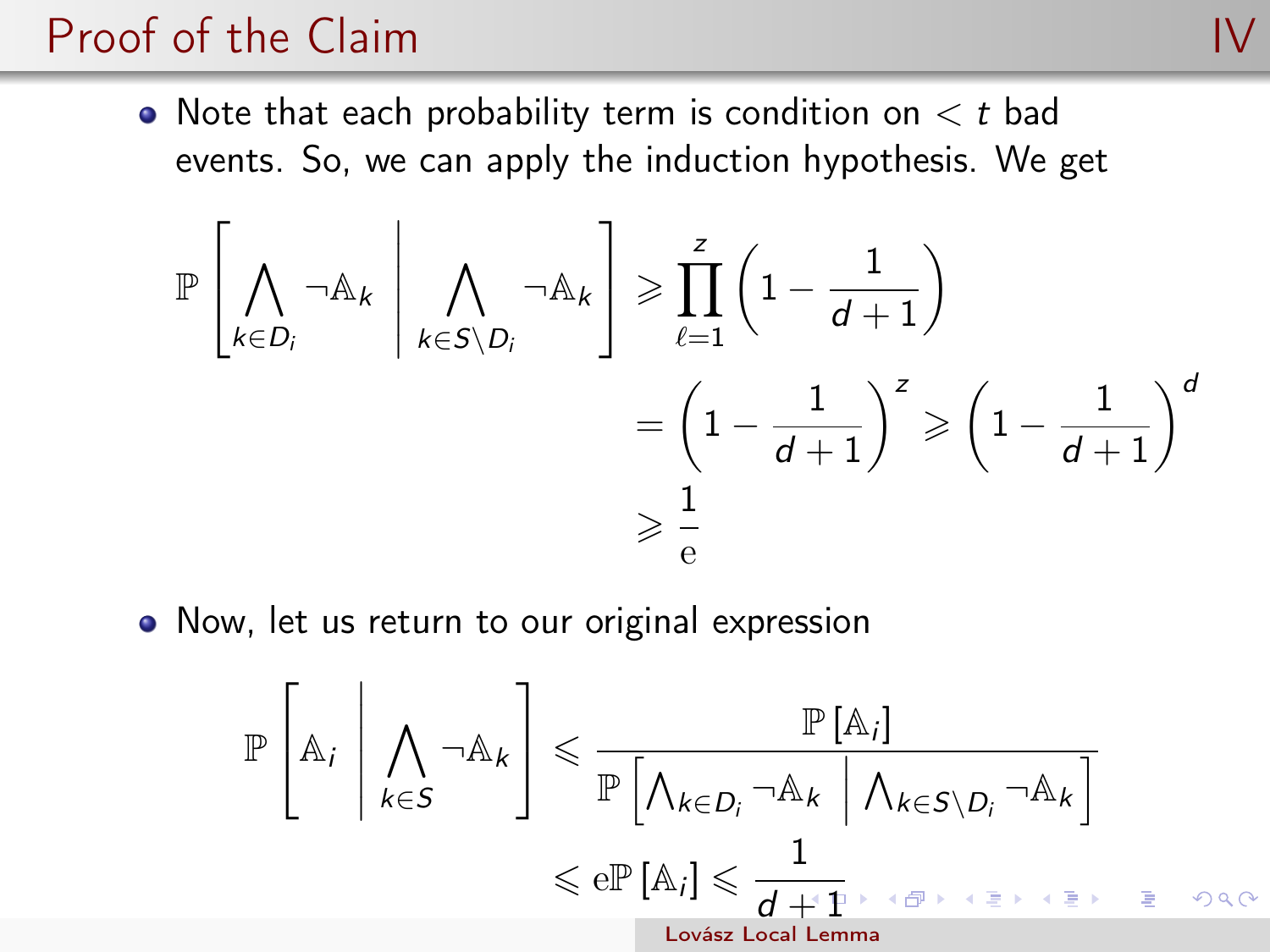# Proof of the Claim IV

- Note that each probability term is condition on $< t$ bad events. So, we can apply the induction hypothesis. We get

$$
\begin{aligned}
\mathbb{P}\left[\bigwedge_{k\in D_i} \neg \mathbb{A}_k \;\middle|\; \bigwedge_{k\in S\setminus D_i} \neg \mathbb{A}_k\right] &\geqslant \prod_{\ell=1}^{z}\left(1-\frac{1}{d+1}\right) \\
&= \left(1-\frac{1}{d+1}\right)^{z} \geqslant \left(1-\frac{1}{d+1}\right)^{d} \\
&\geqslant \frac{1}{\mathrm{e}}
\end{aligned}
$$

- Now, let us return to our original expression

$$
\begin{aligned}
\mathbb{P}\left[\mathbb{A}_i \;\middle|\; \bigwedge_{k\in S} \neg \mathbb{A}_k\right] &\leqslant \frac{\mathbb{P}\left[\mathbb{A}_i\right]}{\mathbb{P}\left[\bigwedge_{k\in D_i} \neg \mathbb{A}_k \;\middle|\; \bigwedge_{k\in S\setminus D_i} \neg \mathbb{A}_k\right]} \\
&\leqslant \mathrm{e}\mathbb{P}\left[\mathbb{A}_i\right] \leqslant \frac{1}{d+1}
\end{aligned}
$$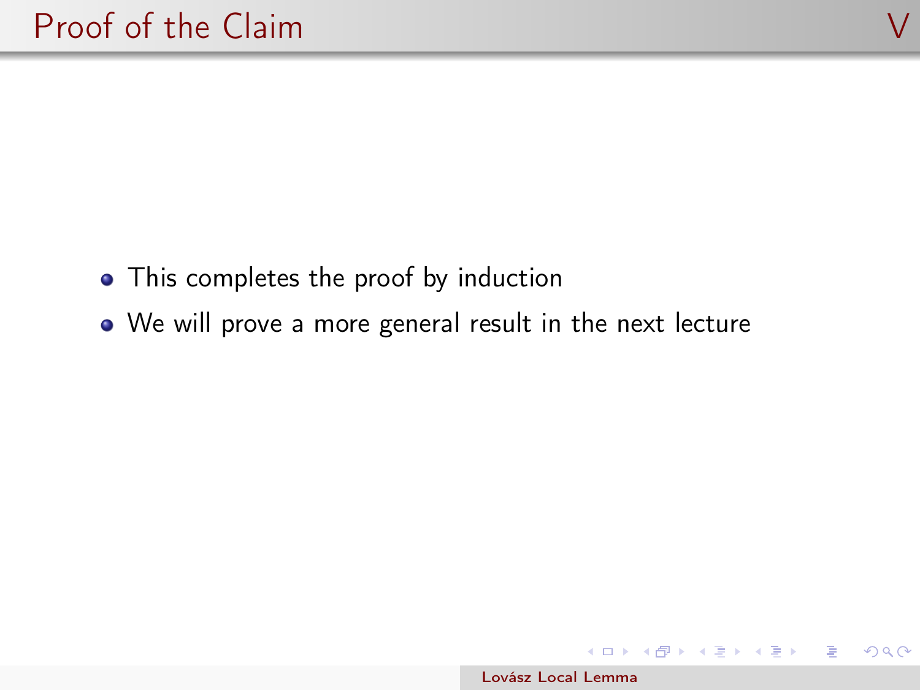## Proof of the Claim V

- This completes the proof by induction
- We will prove a more general result in the next lecture